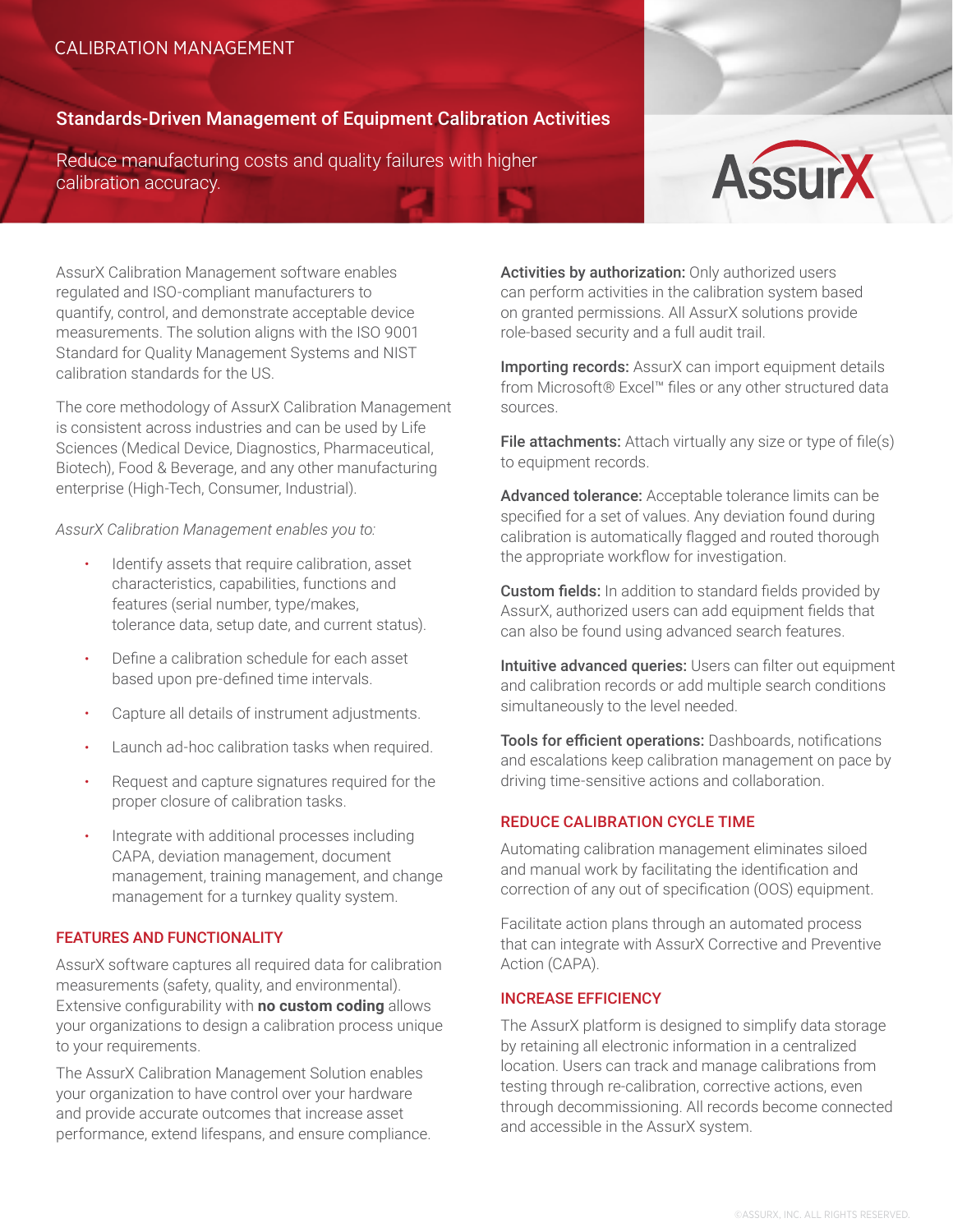CALIBRATION MANAGEMENT

# Standards-Driven Management of Equipment Calibration Activities

Reduce manufacturing costs and quality failures with higher calibration accuracy.

AssurX

AssurX Calibration Management software enables regulated and ISO-compliant manufacturers to quantify, control, and demonstrate acceptable device measurements. The solution aligns with the ISO 9001 Standard for Quality Management Systems and NIST calibration standards for the US.

The core methodology of AssurX Calibration Management is consistent across industries and can be used by Life Sciences (Medical Device, Diagnostics, Pharmaceutical, Biotech), Food & Beverage, and any other manufacturing enterprise (High-Tech, Consumer, Industrial).

*AssurX Calibration Management enables you to:*

- Identify assets that require calibration, asset characteristics, capabilities, functions and features (serial number, type/makes, tolerance data, setup date, and current status).
- Define a calibration schedule for each asset based upon pre-defined time intervals.
- Capture all details of instrument adjustments.
- Launch ad-hoc calibration tasks when required.
- Request and capture signatures required for the proper closure of calibration tasks.
- Integrate with additional processes including CAPA, deviation management, document management, training management, and change management for a turnkey quality system.

## FEATURES AND FUNCTIONALITY

AssurX software captures all required data for calibration measurements (safety, quality, and environmental). Extensive configurability with **no custom coding** allows your organizations to design a calibration process unique to your requirements.

The AssurX Calibration Management Solution enables your organization to have control over your hardware and provide accurate outcomes that increase asset performance, extend lifespans, and ensure compliance.

**Activities by authorization:** Only authorized users can perform activities in the calibration system based on granted permissions. All AssurX solutions provide role-based security and a full audit trail.

**Importing records:** AssurX can import equipment details from Microsoft® Excel™ files or any other structured data sources.

**File attachments:** Attach virtually any size or type of file(s) to equipment records.

**Advanced tolerance:** Acceptable tolerance limits can be specified for a set of values. Any deviation found during calibration is automatically flagged and routed thorough the appropriate workflow for investigation.

**Custom fields:** In addition to standard fields provided by AssurX, authorized users can add equipment fields that can also be found using advanced search features.

**Intuitive advanced queries:** Users can filter out equipment and calibration records or add multiple search conditions simultaneously to the level needed.

**Tools for efficient operations:** Dashboards, notifications and escalations keep calibration management on pace by driving time-sensitive actions and collaboration.

## REDUCE CALIBRATION CYCLE TIME

Automating calibration management eliminates siloed and manual work by facilitating the identification and correction of any out of specification (OOS) equipment.

Facilitate action plans through an automated process that can integrate with AssurX Corrective and Preventive Action (CAPA).

## INCREASE EFFICIENCY

The AssurX platform is designed to simplify data storage by retaining all electronic information in a centralized location. Users can track and manage calibrations from testing through re-calibration, corrective actions, even through decommissioning. All records become connected and accessible in the AssurX system.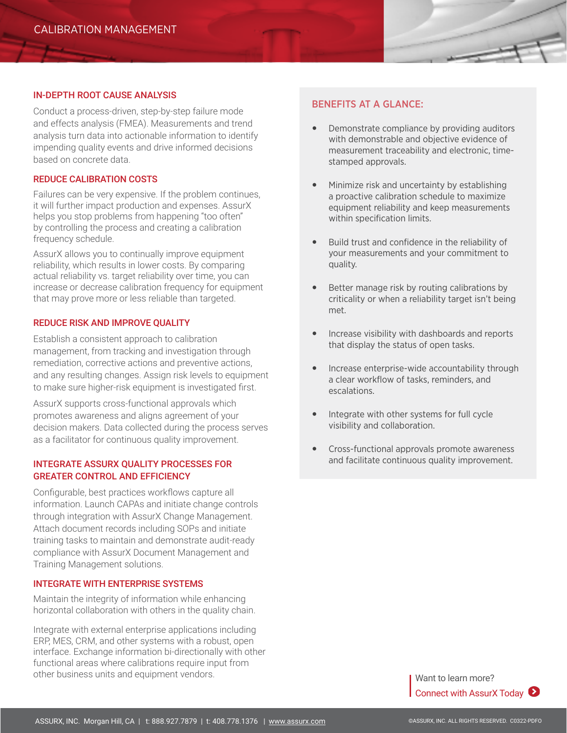## IN-DEPTH ROOT CAUSE ANALYSIS

Conduct a process-driven, step-by-step failure mode and effects analysis (FMEA). Measurements and trend analysis turn data into actionable information to identify impending quality events and drive informed decisions based on concrete data.

## REDUCE CALIBRATION COSTS

Failures can be very expensive. If the problem continues, it will further impact production and expenses. AssurX helps you stop problems from happening "too often" by controlling the process and creating a calibration frequency schedule.

AssurX allows you to continually improve equipment reliability, which results in lower costs. By comparing actual reliability vs. target reliability over time, you can increase or decrease calibration frequency for equipment that may prove more or less reliable than targeted.

## REDUCE RISK AND IMPROVE QUALITY

Establish a consistent approach to calibration management, from tracking and investigation through remediation, corrective actions and preventive actions, and any resulting changes. Assign risk levels to equipment to make sure higher-risk equipment is investigated first.

AssurX supports cross-functional approvals which promotes awareness and aligns agreement of your decision makers. Data collected during the process serves as a facilitator for continuous quality improvement.

## INTEGRATE ASSURX QUALITY PROCESSES FOR GREATER CONTROL AND EFFICIENCY

Configurable, best practices workflows capture all information. Launch CAPAs and initiate change controls through integration with AssurX Change Management. Attach document records including SOPs and initiate training tasks to maintain and demonstrate audit-ready compliance with AssurX Document Management and Training Management solutions.

## INTEGRATE WITH ENTERPRISE SYSTEMS

Maintain the integrity of information while enhancing horizontal collaboration with others in the quality chain.

Integrate with external enterprise applications including ERP, MES, CRM, and other systems with a robust, open interface. Exchange information bi-directionally with other functional areas where calibrations require input from other business units and equipment vendors.

## BENEFITS AT A GLANCE:

- Demonstrate compliance by providing auditors with demonstrable and objective evidence of measurement traceability and electronic, time-stamped approvals.
- Minimize risk and uncertainty by establishing a proactive calibration schedule to maximize equipment reliability and keep measurements within specification limits.
- Build trust and confidence in the reliability of your measurements and your commitment to quality.
- Better manage risk by routing calibrations by criticality or when a reliability target isn't being met.
- Increase visibility with dashboards and reports that display the status of open tasks.
- Increase enterprise-wide accountability through a clear workflow of tasks, reminders, and escalations.
- Integrate with other systems for full cycle visibility and collaboration.
- Cross-functional approvals promote awareness and facilitate continuous quality improvement.

Want to learn more?
Connect with AssurX Today

ASSURX, INC. Morgan Hill, CA | t: 888.927.7879 | t: 408.778.1376 | www.assurx.com

©ASSURX, INC. ALL RIGHTS RESERVED. C0322-PDFO